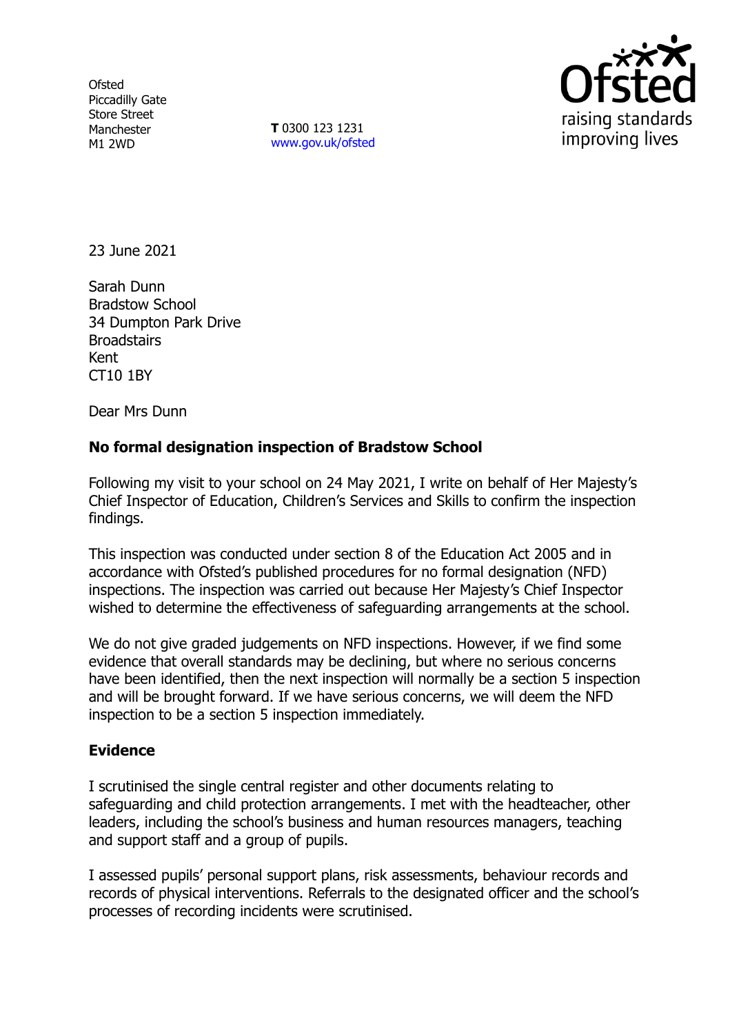Ofsted
Piccadilly Gate
Store Street
Manchester
M1 2WD

**T** 0300 123 1231
www.gov.uk/ofsted

23 June 2021

Sarah Dunn
Bradstow School
34 Dumpton Park Drive
Broadstairs
Kent
CT10 1BY

Dear Mrs Dunn

**No formal designation inspection of Bradstow School**

Following my visit to your school on 24 May 2021, I write on behalf of Her Majesty's Chief Inspector of Education, Children's Services and Skills to confirm the inspection findings.

This inspection was conducted under section 8 of the Education Act 2005 and in accordance with Ofsted's published procedures for no formal designation (NFD) inspections. The inspection was carried out because Her Majesty's Chief Inspector wished to determine the effectiveness of safeguarding arrangements at the school.

We do not give graded judgements on NFD inspections. However, if we find some evidence that overall standards may be declining, but where no serious concerns have been identified, then the next inspection will normally be a section 5 inspection and will be brought forward. If we have serious concerns, we will deem the NFD inspection to be a section 5 inspection immediately.

## Evidence

I scrutinised the single central register and other documents relating to safeguarding and child protection arrangements. I met with the headteacher, other leaders, including the school's business and human resources managers, teaching and support staff and a group of pupils.

I assessed pupils' personal support plans, risk assessments, behaviour records and records of physical interventions. Referrals to the designated officer and the school's processes of recording incidents were scrutinised.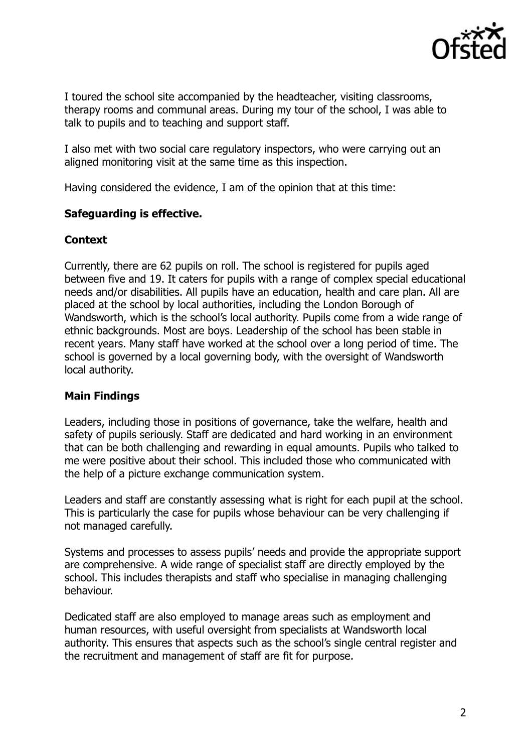I toured the school site accompanied by the headteacher, visiting classrooms, therapy rooms and communal areas. During my tour of the school, I was able to talk to pupils and to teaching and support staff.

I also met with two social care regulatory inspectors, who were carrying out an aligned monitoring visit at the same time as this inspection.

Having considered the evidence, I am of the opinion that at this time:

**Safeguarding is effective.**

**Context**

Currently, there are 62 pupils on roll. The school is registered for pupils aged between five and 19. It caters for pupils with a range of complex special educational needs and/or disabilities. All pupils have an education, health and care plan. All are placed at the school by local authorities, including the London Borough of Wandsworth, which is the school's local authority. Pupils come from a wide range of ethnic backgrounds. Most are boys. Leadership of the school has been stable in recent years. Many staff have worked at the school over a long period of time. The school is governed by a local governing body, with the oversight of Wandsworth local authority.

**Main Findings**

Leaders, including those in positions of governance, take the welfare, health and safety of pupils seriously. Staff are dedicated and hard working in an environment that can be both challenging and rewarding in equal amounts. Pupils who talked to me were positive about their school. This included those who communicated with the help of a picture exchange communication system.

Leaders and staff are constantly assessing what is right for each pupil at the school. This is particularly the case for pupils whose behaviour can be very challenging if not managed carefully.

Systems and processes to assess pupils' needs and provide the appropriate support are comprehensive. A wide range of specialist staff are directly employed by the school. This includes therapists and staff who specialise in managing challenging behaviour.

Dedicated staff are also employed to manage areas such as employment and human resources, with useful oversight from specialists at Wandsworth local authority. This ensures that aspects such as the school's single central register and the recruitment and management of staff are fit for purpose.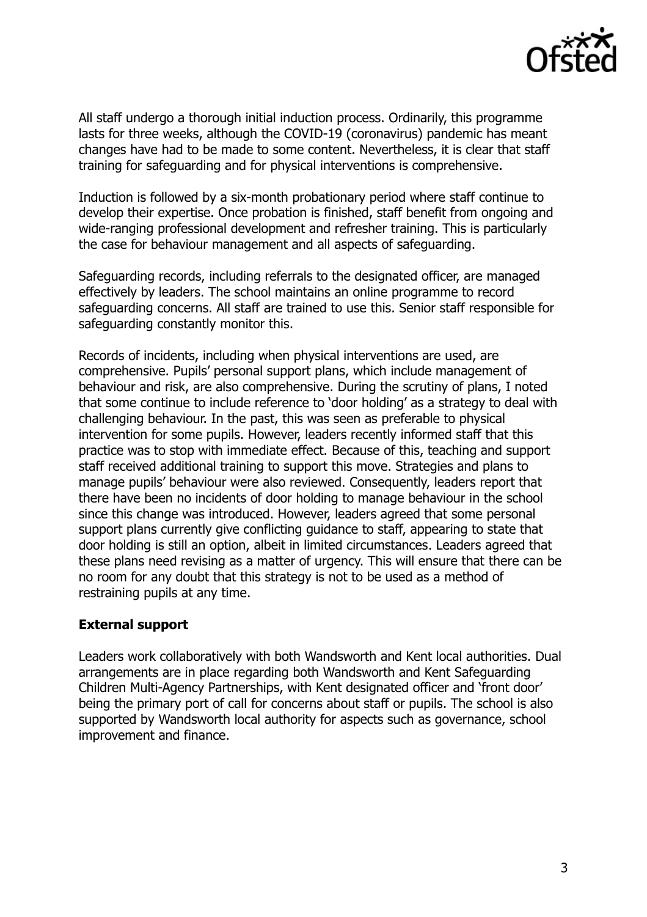All staff undergo a thorough initial induction process. Ordinarily, this programme lasts for three weeks, although the COVID-19 (coronavirus) pandemic has meant changes have had to be made to some content. Nevertheless, it is clear that staff training for safeguarding and for physical interventions is comprehensive.

Induction is followed by a six-month probationary period where staff continue to develop their expertise. Once probation is finished, staff benefit from ongoing and wide-ranging professional development and refresher training. This is particularly the case for behaviour management and all aspects of safeguarding.

Safeguarding records, including referrals to the designated officer, are managed effectively by leaders. The school maintains an online programme to record safeguarding concerns. All staff are trained to use this. Senior staff responsible for safeguarding constantly monitor this.

Records of incidents, including when physical interventions are used, are comprehensive. Pupils' personal support plans, which include management of behaviour and risk, are also comprehensive. During the scrutiny of plans, I noted that some continue to include reference to 'door holding' as a strategy to deal with challenging behaviour. In the past, this was seen as preferable to physical intervention for some pupils. However, leaders recently informed staff that this practice was to stop with immediate effect. Because of this, teaching and support staff received additional training to support this move. Strategies and plans to manage pupils' behaviour were also reviewed. Consequently, leaders report that there have been no incidents of door holding to manage behaviour in the school since this change was introduced. However, leaders agreed that some personal support plans currently give conflicting guidance to staff, appearing to state that door holding is still an option, albeit in limited circumstances. Leaders agreed that these plans need revising as a matter of urgency. This will ensure that there can be no room for any doubt that this strategy is not to be used as a method of restraining pupils at any time.

### External support

Leaders work collaboratively with both Wandsworth and Kent local authorities. Dual arrangements are in place regarding both Wandsworth and Kent Safeguarding Children Multi-Agency Partnerships, with Kent designated officer and 'front door' being the primary port of call for concerns about staff or pupils. The school is also supported by Wandsworth local authority for aspects such as governance, school improvement and finance.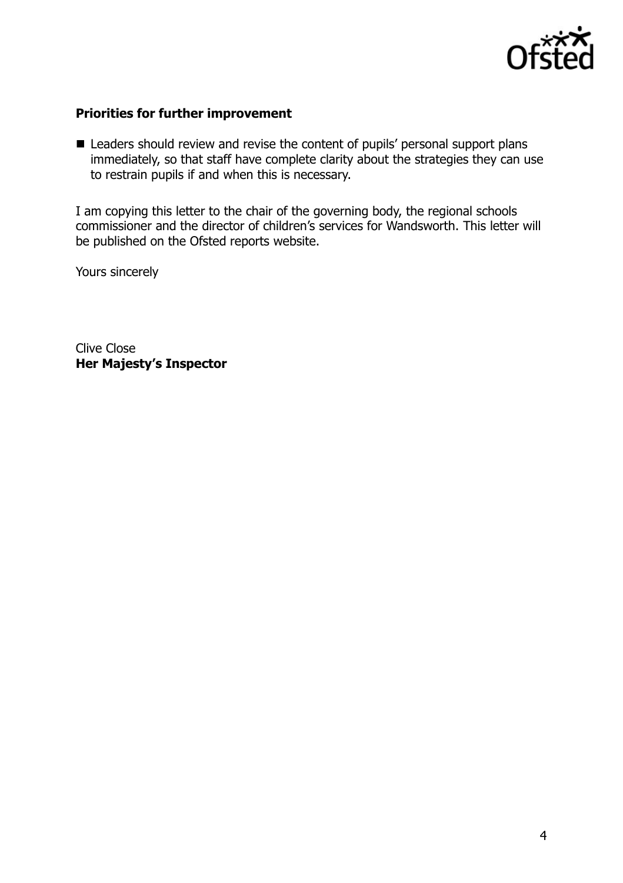**Priorities for further improvement**

- Leaders should review and revise the content of pupils' personal support plans immediately, so that staff have complete clarity about the strategies they can use to restrain pupils if and when this is necessary.

I am copying this letter to the chair of the governing body, the regional schools commissioner and the director of children's services for Wandsworth. This letter will be published on the Ofsted reports website.

Yours sincerely

Clive Close
**Her Majesty's Inspector**